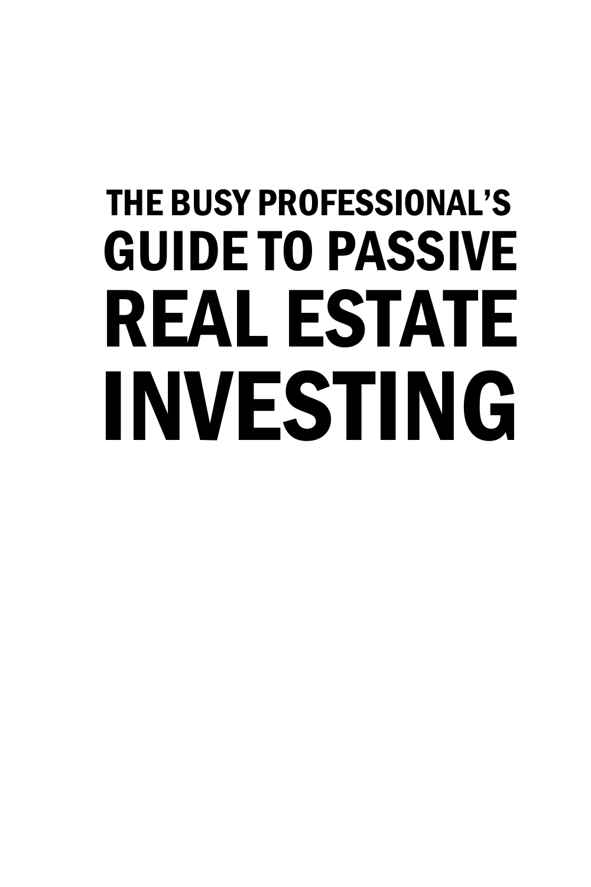# THE BUSY PROFESSIONAL'S GUIDE TO PASSIVE REAL ESTATE INVESTING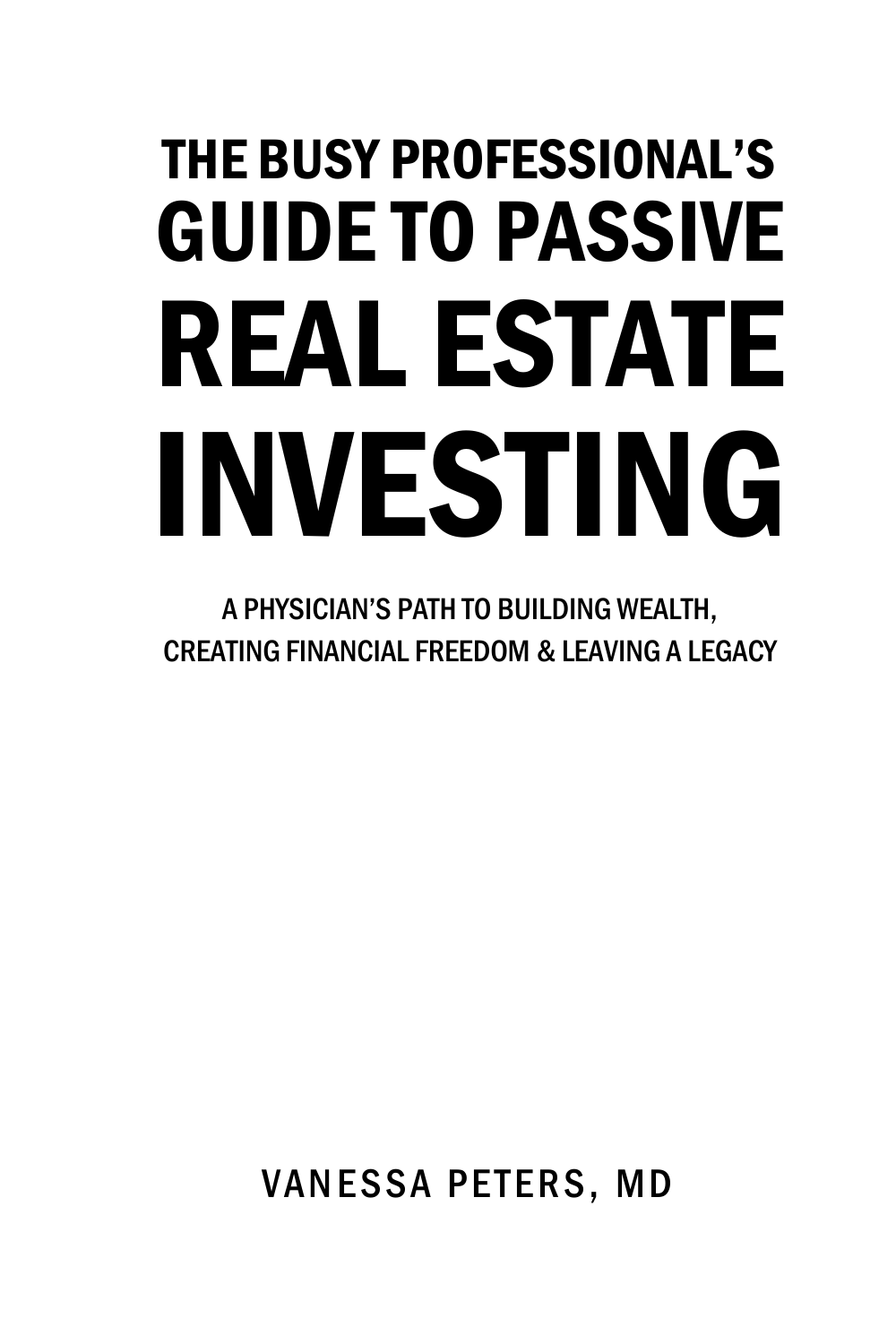# THE BUSY PROFESSIONAL'S GUIDE TO PASSIVE REAL ESTATE INVESTING

A PHYSICIAN'S PATH TO BUILDING WEALTH, CREATING FINANCIAL FREEDOM & LEAVING A LEGACY

VANESSA PETERS, MD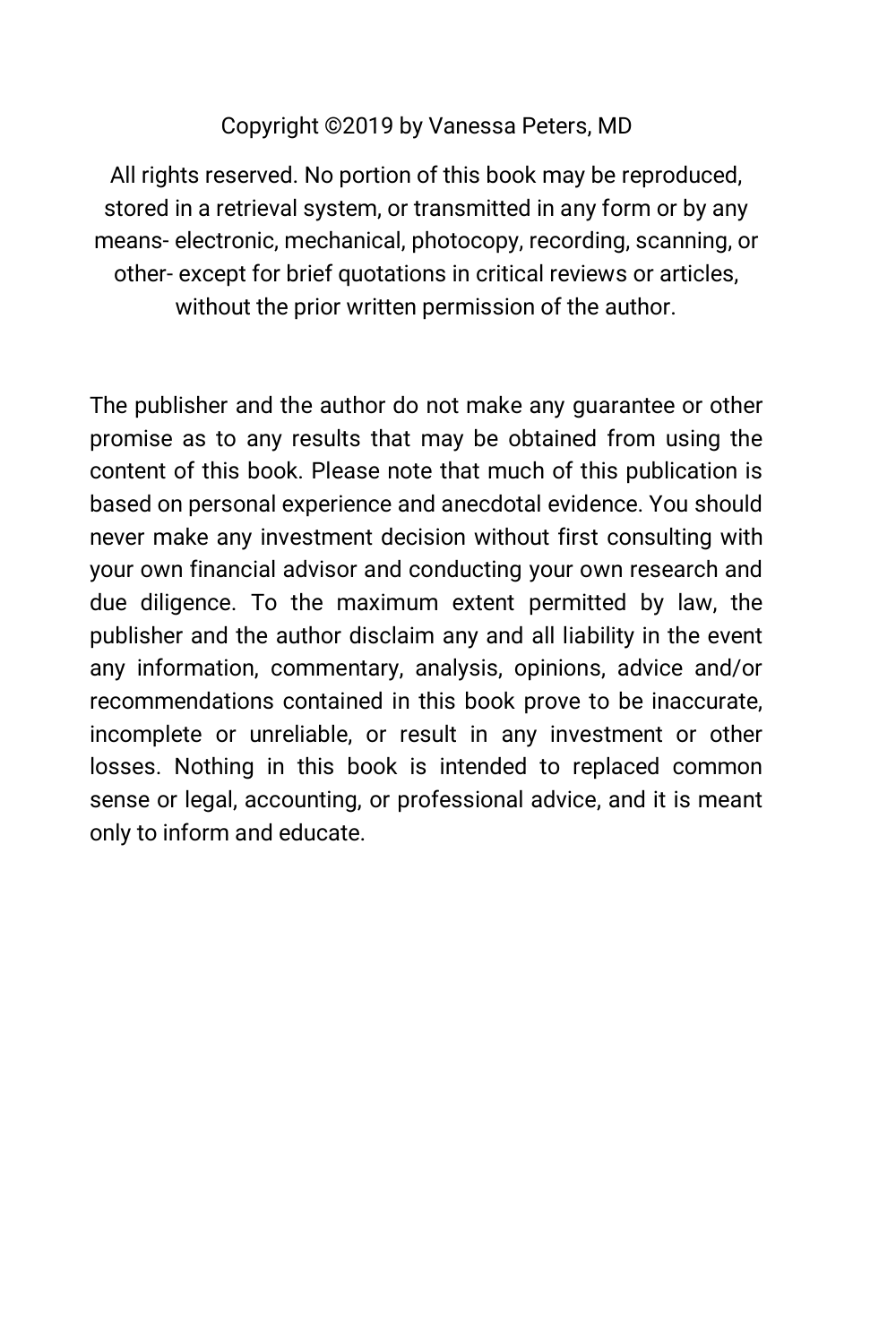Copyright ©2019 by Vanessa Peters, MD

All rights reserved. No portion of this book may be reproduced, stored in a retrieval system, or transmitted in any form or by any means- electronic, mechanical, photocopy, recording, scanning, or other- except for brief quotations in critical reviews or articles, without the prior written permission of the author.

The publisher and the author do not make any guarantee or other promise as to any results that may be obtained from using the content of this book. Please note that much of this publication is based on personal experience and anecdotal evidence. You should never make any investment decision without first consulting with your own financial advisor and conducting your own research and due diligence. To the maximum extent permitted by law, the publisher and the author disclaim any and all liability in the event any information, commentary, analysis, opinions, advice and/or recommendations contained in this book prove to be inaccurate, incomplete or unreliable, or result in any investment or other losses. Nothing in this book is intended to replaced common sense or legal, accounting, or professional advice, and it is meant only to inform and educate.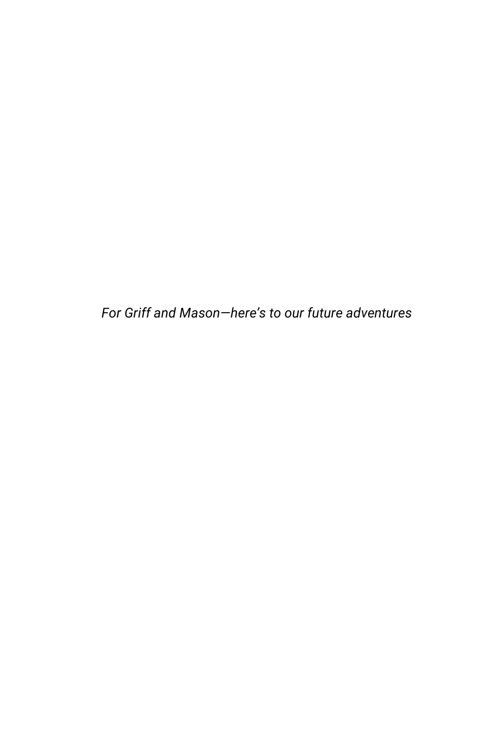*For Griff and Mason—here’s to our future adventures*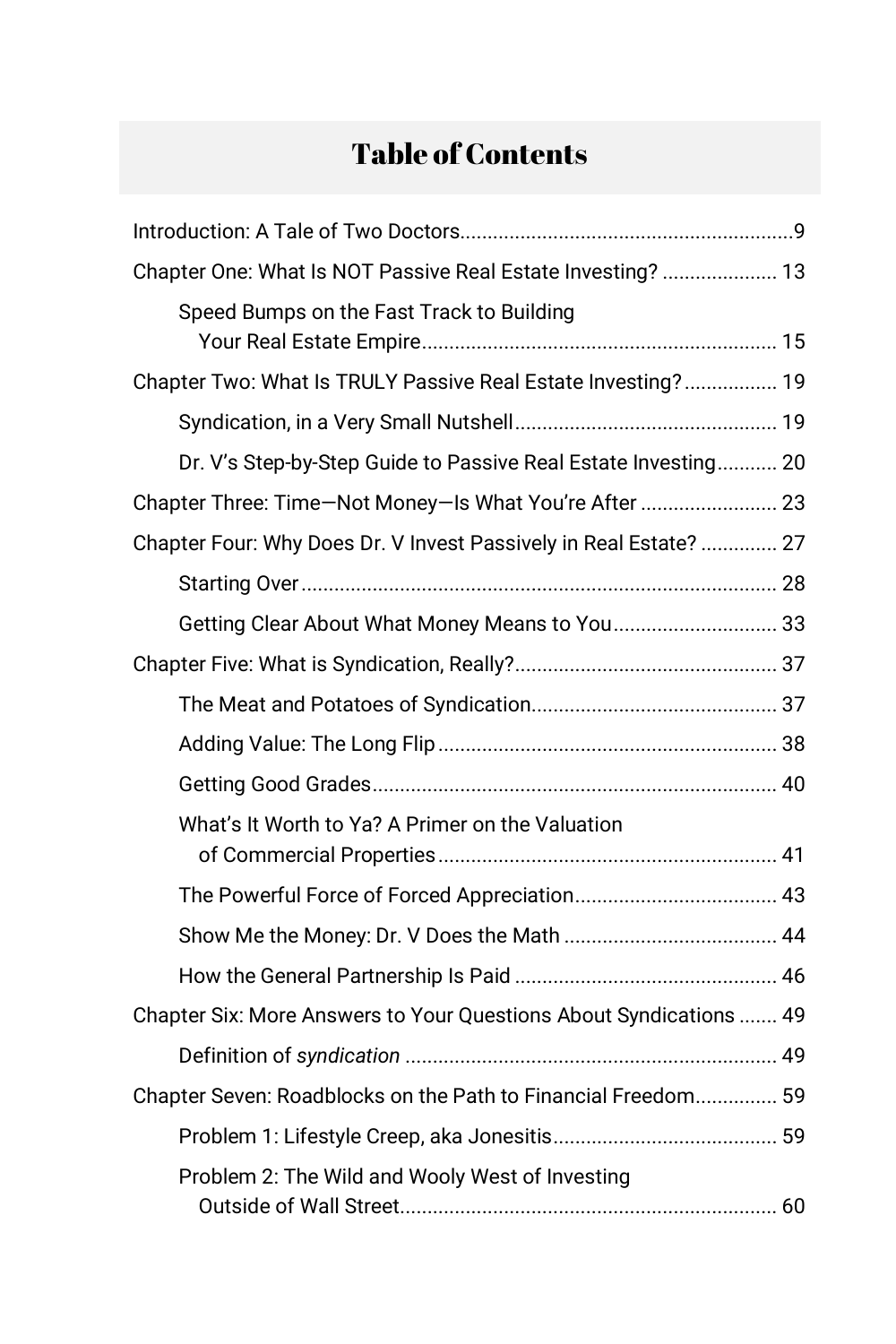# Table of Contents

Introduction: A Tale of Two Doctors ... 9

Chapter One: What Is NOT Passive Real Estate Investing? ... 13

- Speed Bumps on the Fast Track to Building Your Real Estate Empire ... 15

Chapter Two: What Is TRULY Passive Real Estate Investing? ... 19

- Syndication, in a Very Small Nutshell ... 19
- Dr. V's Step-by-Step Guide to Passive Real Estate Investing ... 20

Chapter Three: Time—Not Money—Is What You're After ... 23

Chapter Four: Why Does Dr. V Invest Passively in Real Estate? ... 27

- Starting Over ... 28
- Getting Clear About What Money Means to You ... 33

Chapter Five: What is Syndication, Really? ... 37

- The Meat and Potatoes of Syndication ... 37
- Adding Value: The Long Flip ... 38
- Getting Good Grades ... 40
- What's It Worth to Ya? A Primer on the Valuation of Commercial Properties ... 41
- The Powerful Force of Forced Appreciation ... 43
- Show Me the Money: Dr. V Does the Math ... 44
- How the General Partnership Is Paid ... 46

Chapter Six: More Answers to Your Questions About Syndications ... 49

- Definition of *syndication* ... 49

Chapter Seven: Roadblocks on the Path to Financial Freedom ... 59

- Problem 1: Lifestyle Creep, aka Jonesitis ... 59
- Problem 2: The Wild and Wooly West of Investing Outside of Wall Street ... 60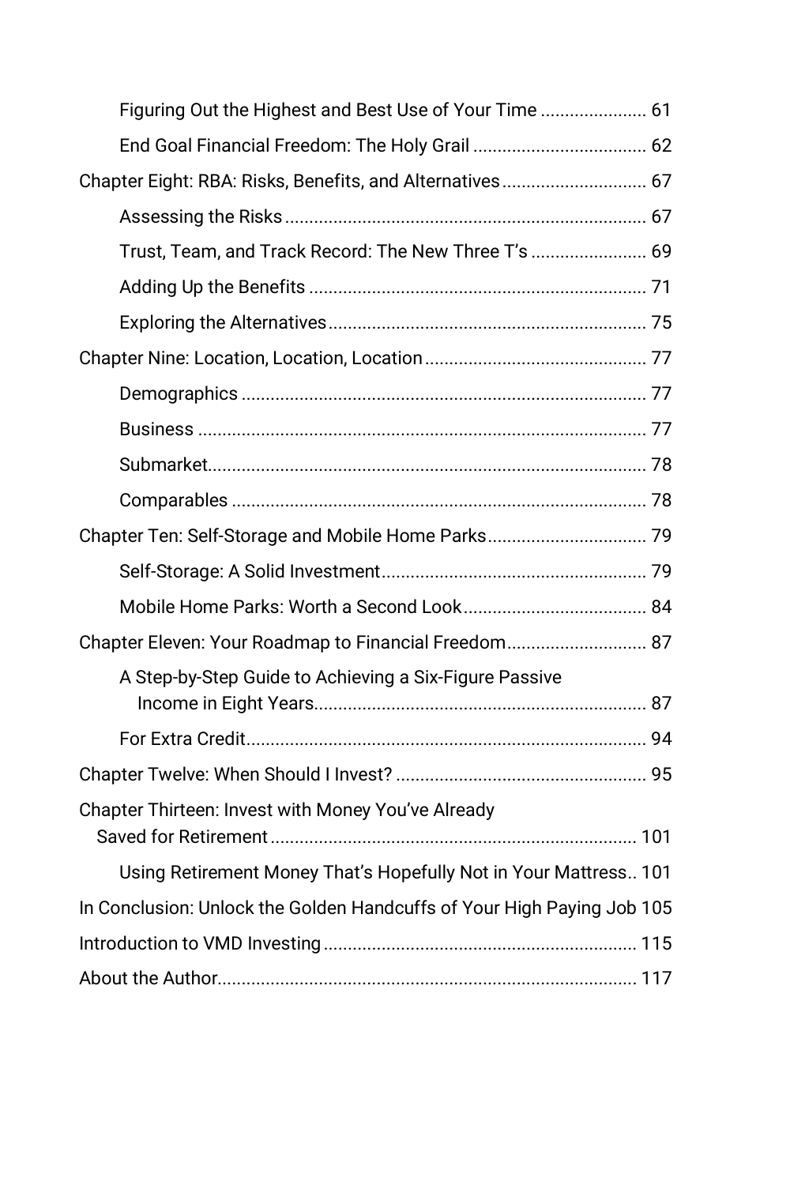- Figuring Out the Highest and Best Use of Your Time ...................... 61
- End Goal Financial Freedom: The Holy Grail .................................... 62

Chapter Eight: RBA: Risks, Benefits, and Alternatives.............................. 67

- Assessing the Risks.......................................................................... 67
- Trust, Team, and Track Record: The New Three T's ........................ 69
- Adding Up the Benefits ..................................................................... 71
- Exploring the Alternatives................................................................. 75

Chapter Nine: Location, Location, Location.............................................. 77

- Demographics ................................................................................... 77
- Business ............................................................................................ 77
- Submarket.......................................................................................... 78
- Comparables ..................................................................................... 78

Chapter Ten: Self-Storage and Mobile Home Parks................................. 79

- Self-Storage: A Solid Investment....................................................... 79
- Mobile Home Parks: Worth a Second Look...................................... 84

Chapter Eleven: Your Roadmap to Financial Freedom............................. 87

- A Step-by-Step Guide to Achieving a Six-Figure Passive Income in Eight Years.................................................................... 87
- For Extra Credit.................................................................................. 94

Chapter Twelve: When Should I Invest? ................................................... 95

Chapter Thirteen: Invest with Money You've Already Saved for Retirement........................................................................... 101

- Using Retirement Money That's Hopefully Not in Your Mattress.. 101

In Conclusion: Unlock the Golden Handcuffs of Your High Paying Job 105

Introduction to VMD Investing................................................................ 115

About the Author...................................................................................... 117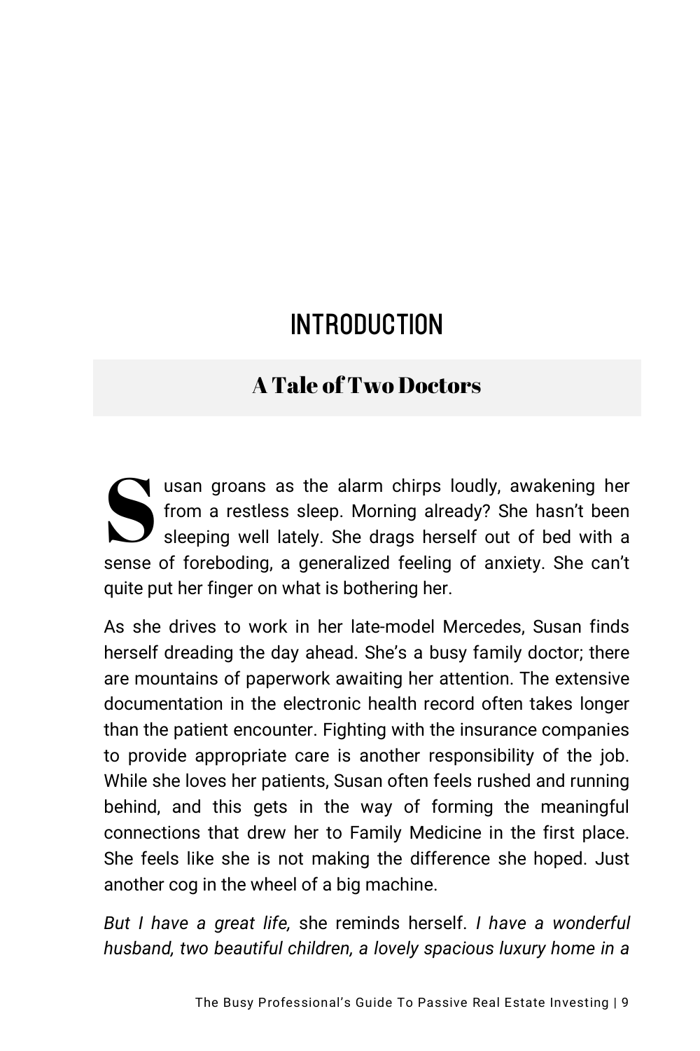# INTRODUCTION

## A Tale of Two Doctors

Susan groans as the alarm chirps loudly, awakening her from a restless sleep. Morning already? She hasn't been sleeping well lately. She drags herself out of bed with a sense of foreboding, a generalized feeling of anxiety. She can't quite put her finger on what is bothering her.

As she drives to work in her late-model Mercedes, Susan finds herself dreading the day ahead. She's a busy family doctor; there are mountains of paperwork awaiting her attention. The extensive documentation in the electronic health record often takes longer than the patient encounter. Fighting with the insurance companies to provide appropriate care is another responsibility of the job. While she loves her patients, Susan often feels rushed and running behind, and this gets in the way of forming the meaningful connections that drew her to Family Medicine in the first place. She feels like she is not making the difference she hoped. Just another cog in the wheel of a big machine.

*But I have a great life,* she reminds herself. *I have a wonderful husband, two beautiful children, a lovely spacious luxury home in a*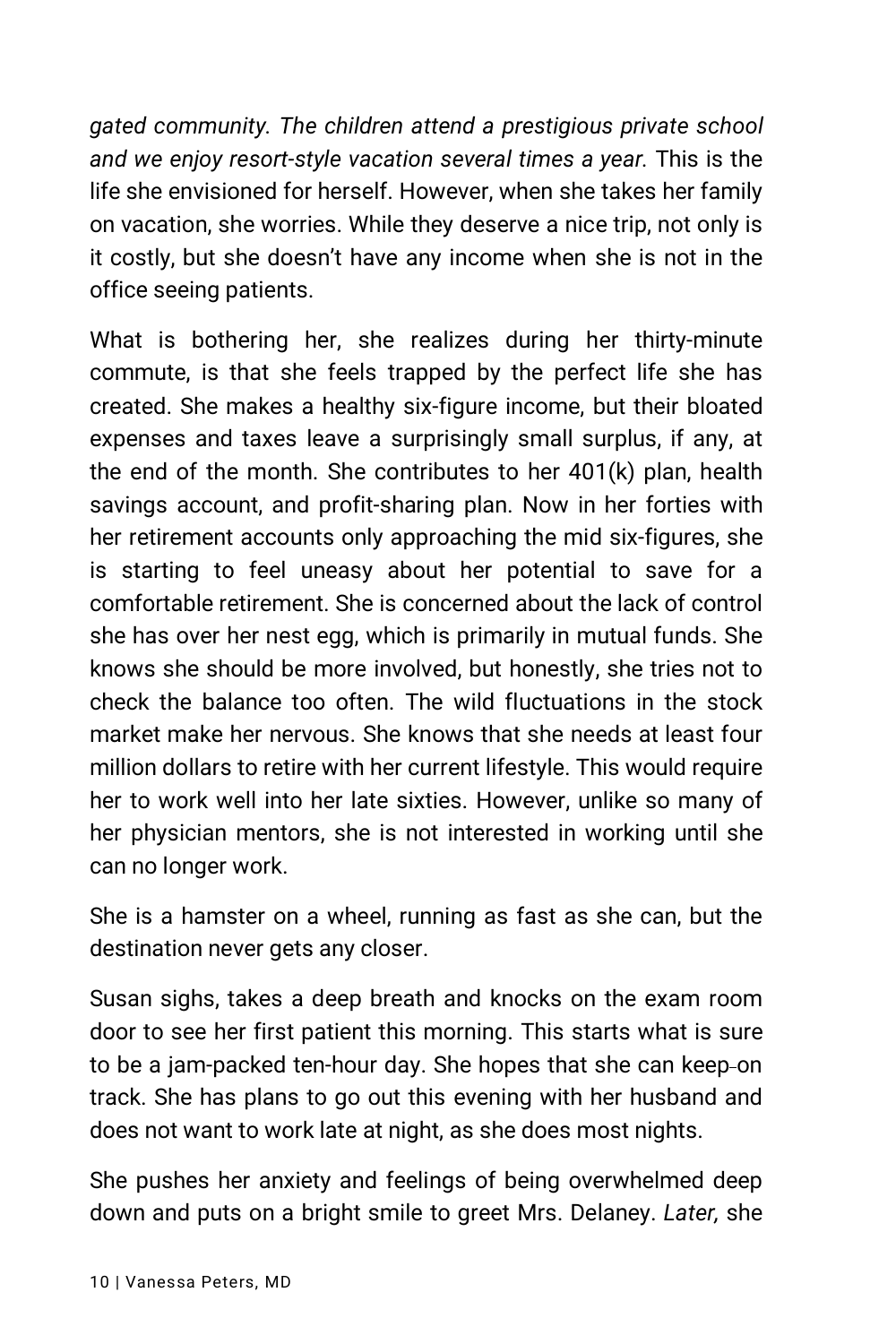*gated community. The children attend a prestigious private school and we enjoy resort-style vacation several times a year.* This is the life she envisioned for herself. However, when she takes her family on vacation, she worries. While they deserve a nice trip, not only is it costly, but she doesn't have any income when she is not in the office seeing patients.

What is bothering her, she realizes during her thirty-minute commute, is that she feels trapped by the perfect life she has created. She makes a healthy six-figure income, but their bloated expenses and taxes leave a surprisingly small surplus, if any, at the end of the month. She contributes to her 401(k) plan, health savings account, and profit-sharing plan. Now in her forties with her retirement accounts only approaching the mid six-figures, she is starting to feel uneasy about her potential to save for a comfortable retirement. She is concerned about the lack of control she has over her nest egg, which is primarily in mutual funds. She knows she should be more involved, but honestly, she tries not to check the balance too often. The wild fluctuations in the stock market make her nervous. She knows that she needs at least four million dollars to retire with her current lifestyle. This would require her to work well into her late sixties. However, unlike so many of her physician mentors, she is not interested in working until she can no longer work.

She is a hamster on a wheel, running as fast as she can, but the destination never gets any closer.

Susan sighs, takes a deep breath and knocks on the exam room door to see her first patient this morning. This starts what is sure to be a jam-packed ten-hour day. She hopes that she can keep-on track. She has plans to go out this evening with her husband and does not want to work late at night, as she does most nights.

She pushes her anxiety and feelings of being overwhelmed deep down and puts on a bright smile to greet Mrs. Delaney. *Later,* she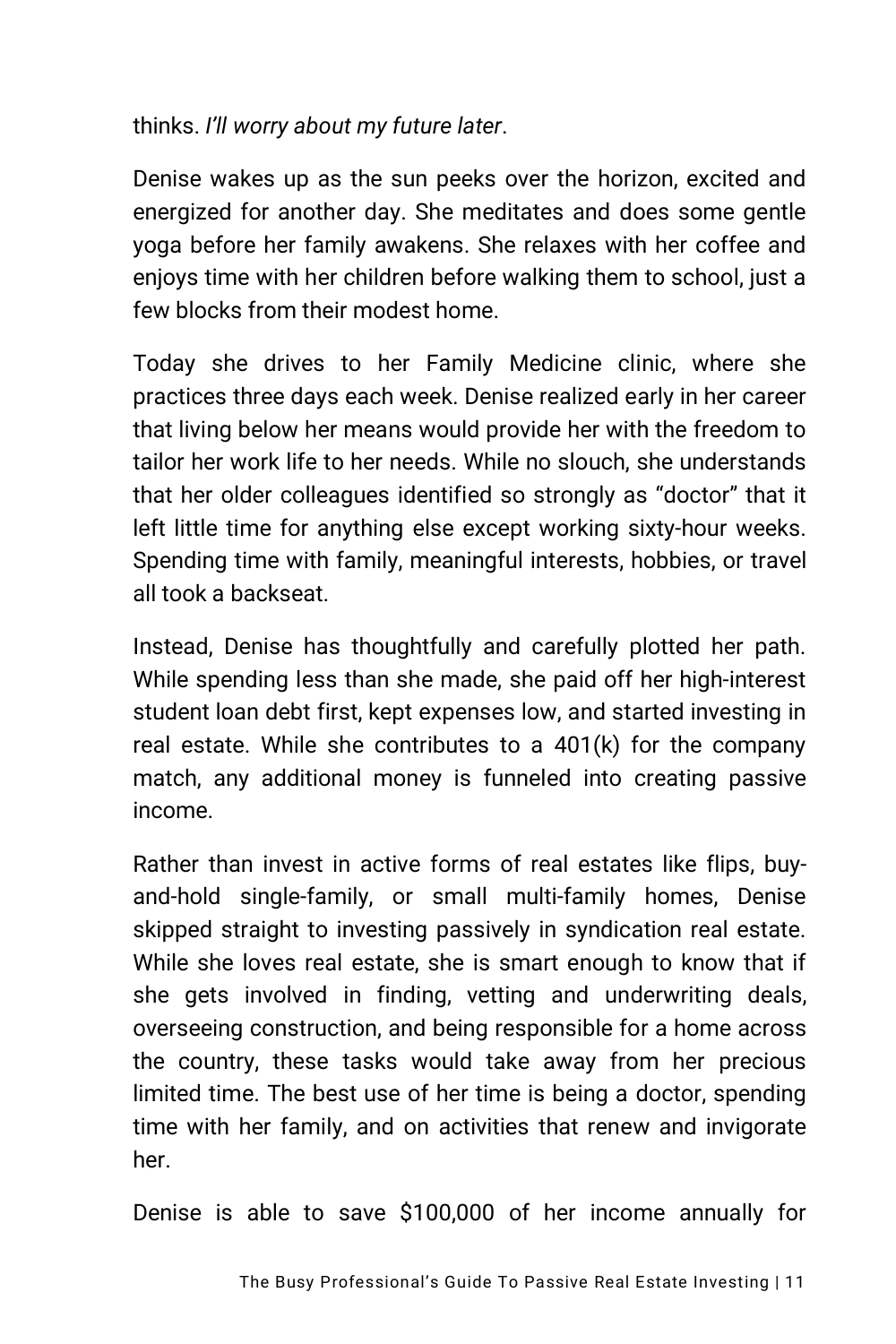thinks. *I'll worry about my future later*.

Denise wakes up as the sun peeks over the horizon, excited and energized for another day. She meditates and does some gentle yoga before her family awakens. She relaxes with her coffee and enjoys time with her children before walking them to school, just a few blocks from their modest home.

Today she drives to her Family Medicine clinic, where she practices three days each week. Denise realized early in her career that living below her means would provide her with the freedom to tailor her work life to her needs. While no slouch, she understands that her older colleagues identified so strongly as "doctor" that it left little time for anything else except working sixty-hour weeks. Spending time with family, meaningful interests, hobbies, or travel all took a backseat.

Instead, Denise has thoughtfully and carefully plotted her path. While spending less than she made, she paid off her high-interest student loan debt first, kept expenses low, and started investing in real estate. While she contributes to a 401(k) for the company match, any additional money is funneled into creating passive income.

Rather than invest in active forms of real estates like flips, buy-and-hold single-family, or small multi-family homes, Denise skipped straight to investing passively in syndication real estate. While she loves real estate, she is smart enough to know that if she gets involved in finding, vetting and underwriting deals, overseeing construction, and being responsible for a home across the country, these tasks would take away from her precious limited time. The best use of her time is being a doctor, spending time with her family, and on activities that renew and invigorate her.

Denise is able to save $100,000 of her income annually for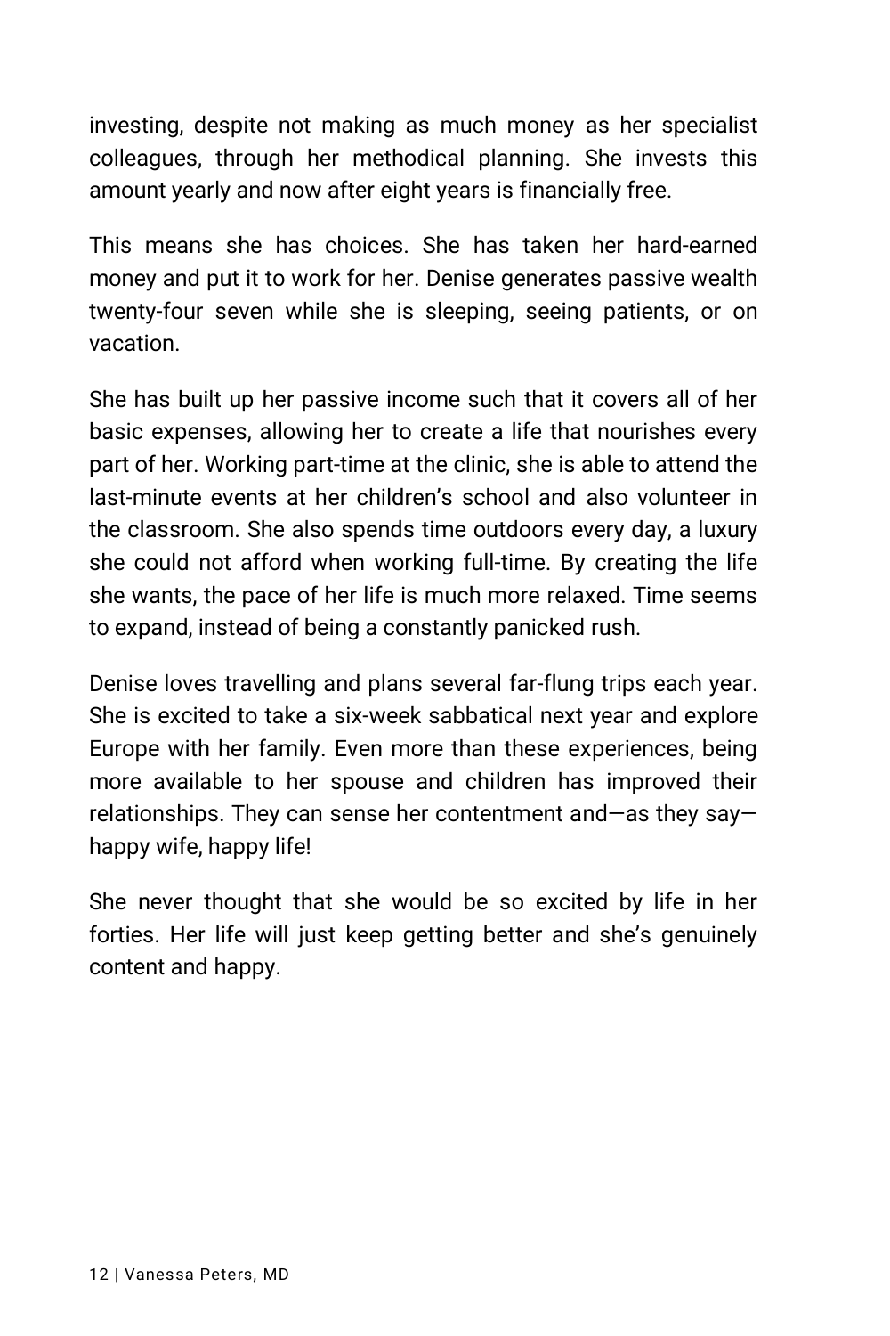investing, despite not making as much money as her specialist colleagues, through her methodical planning. She invests this amount yearly and now after eight years is financially free.

This means she has choices. She has taken her hard-earned money and put it to work for her. Denise generates passive wealth twenty-four seven while she is sleeping, seeing patients, or on vacation.

She has built up her passive income such that it covers all of her basic expenses, allowing her to create a life that nourishes every part of her. Working part-time at the clinic, she is able to attend the last-minute events at her children's school and also volunteer in the classroom. She also spends time outdoors every day, a luxury she could not afford when working full-time. By creating the life she wants, the pace of her life is much more relaxed. Time seems to expand, instead of being a constantly panicked rush.

Denise loves travelling and plans several far-flung trips each year. She is excited to take a six-week sabbatical next year and explore Europe with her family. Even more than these experiences, being more available to her spouse and children has improved their relationships. They can sense her contentment and—as they say—happy wife, happy life!

She never thought that she would be so excited by life in her forties. Her life will just keep getting better and she's genuinely content and happy.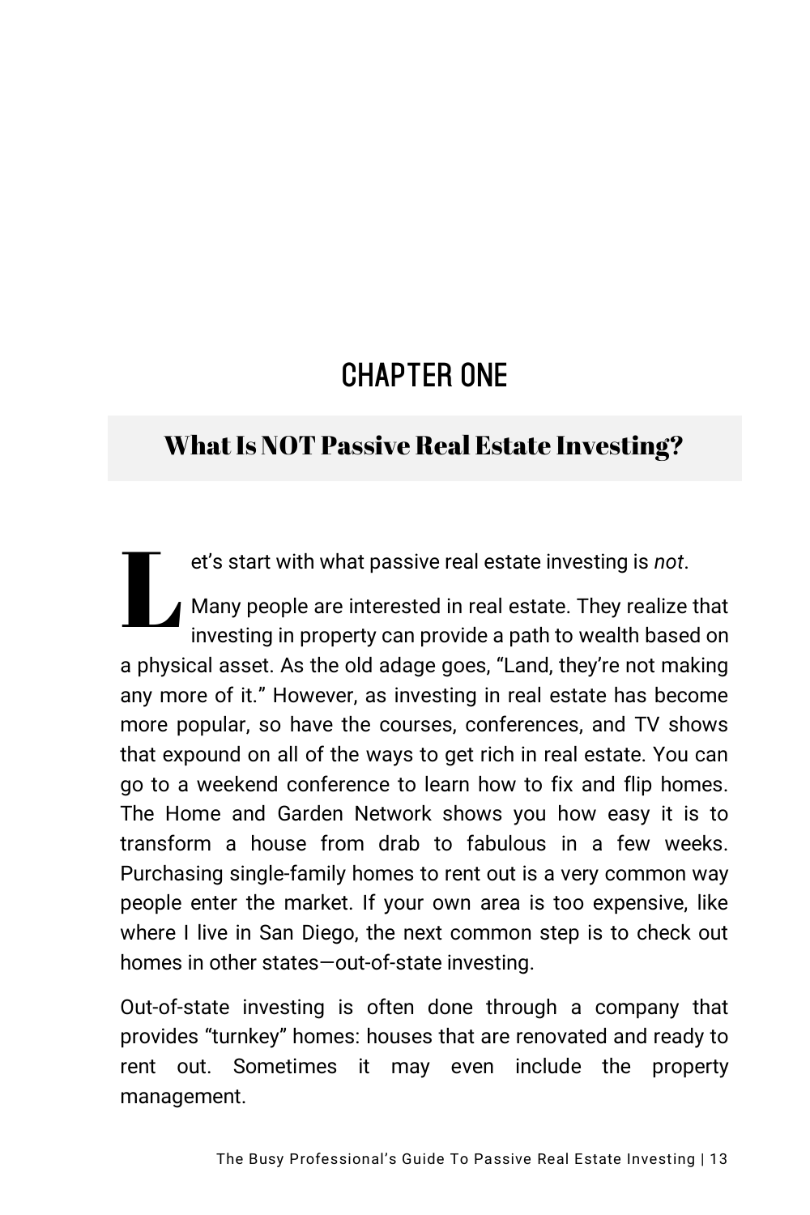# CHAPTER ONE

## What Is NOT Passive Real Estate Investing?

Let's start with what passive real estate investing is *not*.

Many people are interested in real estate. They realize that investing in property can provide a path to wealth based on a physical asset. As the old adage goes, "Land, they're not making any more of it." However, as investing in real estate has become more popular, so have the courses, conferences, and TV shows that expound on all of the ways to get rich in real estate. You can go to a weekend conference to learn how to fix and flip homes. The Home and Garden Network shows you how easy it is to transform a house from drab to fabulous in a few weeks. Purchasing single-family homes to rent out is a very common way people enter the market. If your own area is too expensive, like where I live in San Diego, the next common step is to check out homes in other states—out-of-state investing.

Out-of-state investing is often done through a company that provides "turnkey" homes: houses that are renovated and ready to rent out. Sometimes it may even include the property management.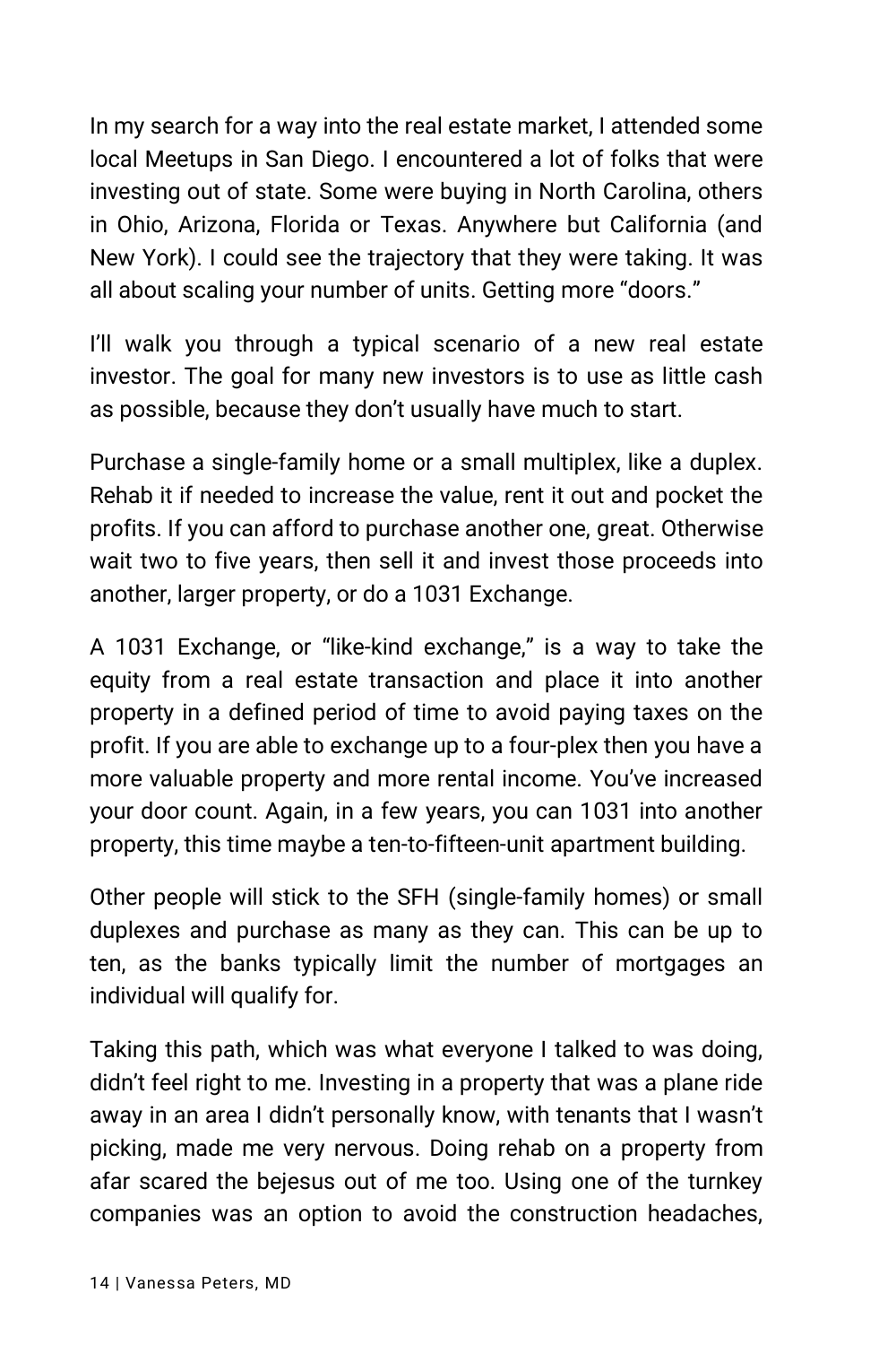In my search for a way into the real estate market, I attended some local Meetups in San Diego. I encountered a lot of folks that were investing out of state. Some were buying in North Carolina, others in Ohio, Arizona, Florida or Texas. Anywhere but California (and New York). I could see the trajectory that they were taking. It was all about scaling your number of units. Getting more "doors."

I'll walk you through a typical scenario of a new real estate investor. The goal for many new investors is to use as little cash as possible, because they don't usually have much to start.

Purchase a single-family home or a small multiplex, like a duplex. Rehab it if needed to increase the value, rent it out and pocket the profits. If you can afford to purchase another one, great. Otherwise wait two to five years, then sell it and invest those proceeds into another, larger property, or do a 1031 Exchange.

A 1031 Exchange, or "like-kind exchange," is a way to take the equity from a real estate transaction and place it into another property in a defined period of time to avoid paying taxes on the profit. If you are able to exchange up to a four-plex then you have a more valuable property and more rental income. You've increased your door count. Again, in a few years, you can 1031 into another property, this time maybe a ten-to-fifteen-unit apartment building.

Other people will stick to the SFH (single-family homes) or small duplexes and purchase as many as they can. This can be up to ten, as the banks typically limit the number of mortgages an individual will qualify for.

Taking this path, which was what everyone I talked to was doing, didn't feel right to me. Investing in a property that was a plane ride away in an area I didn't personally know, with tenants that I wasn't picking, made me very nervous. Doing rehab on a property from afar scared the bejesus out of me too. Using one of the turnkey companies was an option to avoid the construction headaches,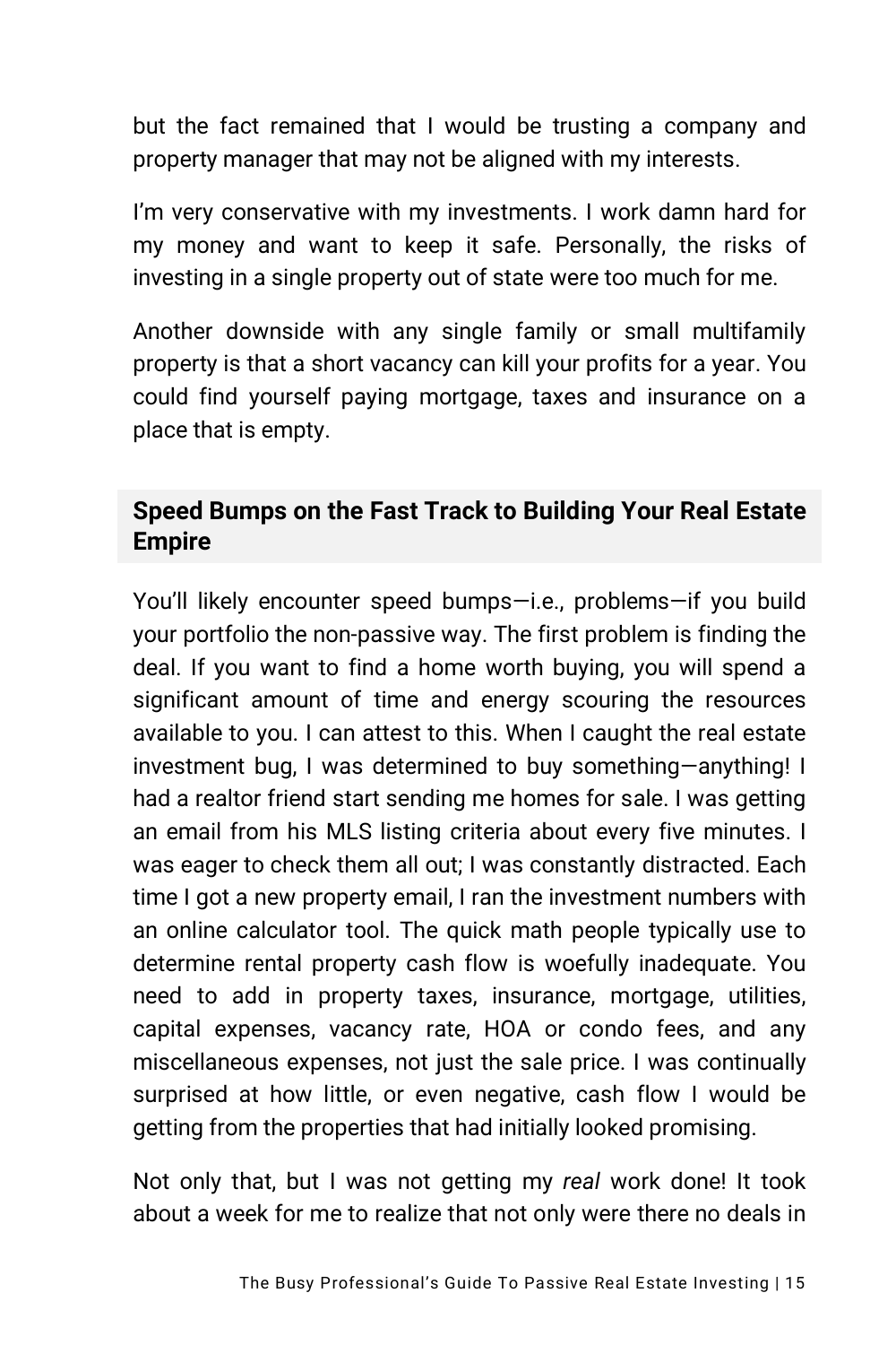but the fact remained that I would be trusting a company and property manager that may not be aligned with my interests.

I'm very conservative with my investments. I work damn hard for my money and want to keep it safe. Personally, the risks of investing in a single property out of state were too much for me.

Another downside with any single family or small multifamily property is that a short vacancy can kill your profits for a year. You could find yourself paying mortgage, taxes and insurance on a place that is empty.

## Speed Bumps on the Fast Track to Building Your Real Estate Empire

You'll likely encounter speed bumps—i.e., problems—if you build your portfolio the non-passive way. The first problem is finding the deal. If you want to find a home worth buying, you will spend a significant amount of time and energy scouring the resources available to you. I can attest to this. When I caught the real estate investment bug, I was determined to buy something—anything! I had a realtor friend start sending me homes for sale. I was getting an email from his MLS listing criteria about every five minutes. I was eager to check them all out; I was constantly distracted. Each time I got a new property email, I ran the investment numbers with an online calculator tool. The quick math people typically use to determine rental property cash flow is woefully inadequate. You need to add in property taxes, insurance, mortgage, utilities, capital expenses, vacancy rate, HOA or condo fees, and any miscellaneous expenses, not just the sale price. I was continually surprised at how little, or even negative, cash flow I would be getting from the properties that had initially looked promising.

Not only that, but I was not getting my *real* work done! It took about a week for me to realize that not only were there no deals in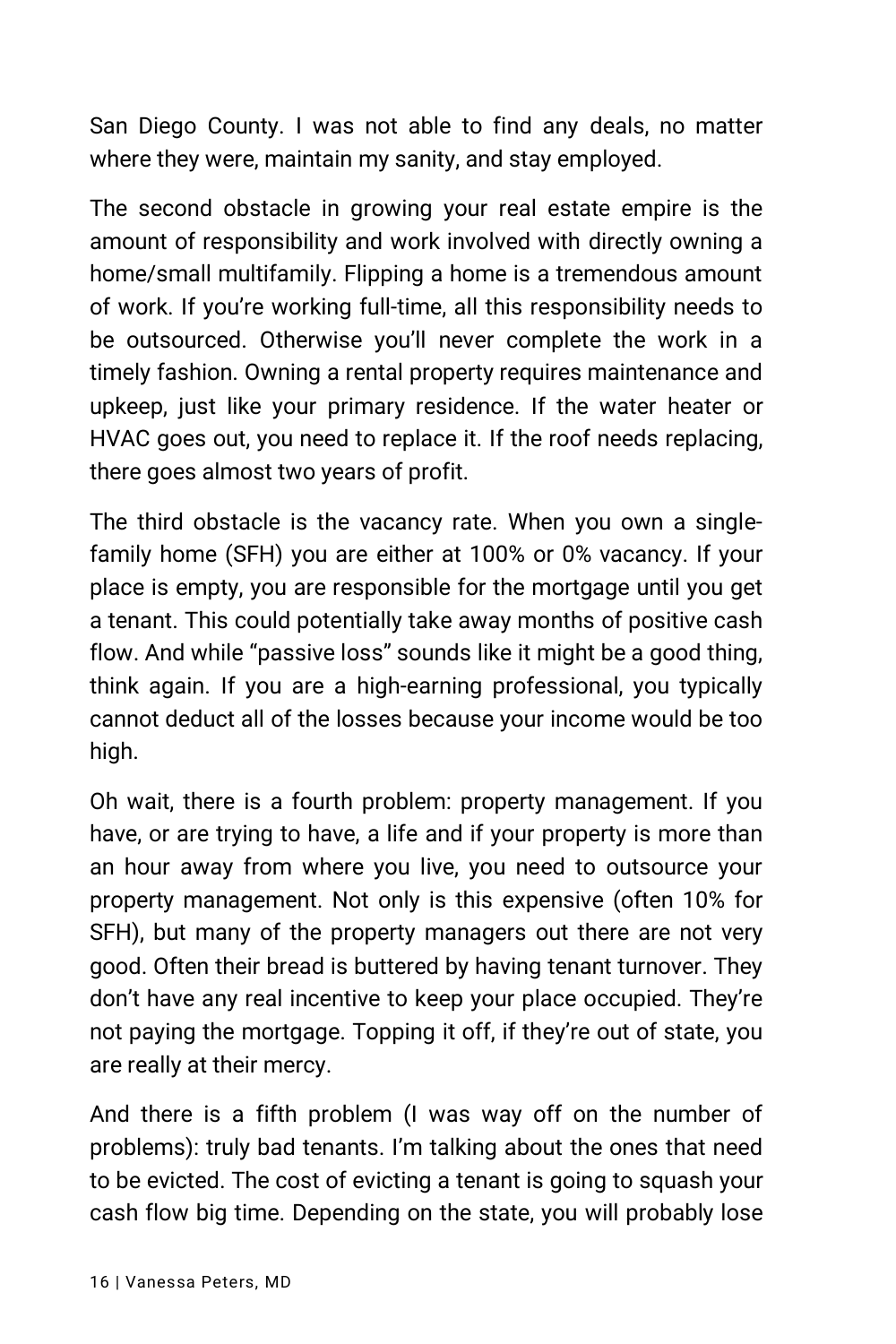San Diego County. I was not able to find any deals, no matter where they were, maintain my sanity, and stay employed.

The second obstacle in growing your real estate empire is the amount of responsibility and work involved with directly owning a home/small multifamily. Flipping a home is a tremendous amount of work. If you're working full-time, all this responsibility needs to be outsourced. Otherwise you'll never complete the work in a timely fashion. Owning a rental property requires maintenance and upkeep, just like your primary residence. If the water heater or HVAC goes out, you need to replace it. If the roof needs replacing, there goes almost two years of profit.

The third obstacle is the vacancy rate. When you own a single-family home (SFH) you are either at 100% or 0% vacancy. If your place is empty, you are responsible for the mortgage until you get a tenant. This could potentially take away months of positive cash flow. And while "passive loss" sounds like it might be a good thing, think again. If you are a high-earning professional, you typically cannot deduct all of the losses because your income would be too high.

Oh wait, there is a fourth problem: property management. If you have, or are trying to have, a life and if your property is more than an hour away from where you live, you need to outsource your property management. Not only is this expensive (often 10% for SFH), but many of the property managers out there are not very good. Often their bread is buttered by having tenant turnover. They don't have any real incentive to keep your place occupied. They're not paying the mortgage. Topping it off, if they're out of state, you are really at their mercy.

And there is a fifth problem (I was way off on the number of problems): truly bad tenants. I'm talking about the ones that need to be evicted. The cost of evicting a tenant is going to squash your cash flow big time. Depending on the state, you will probably lose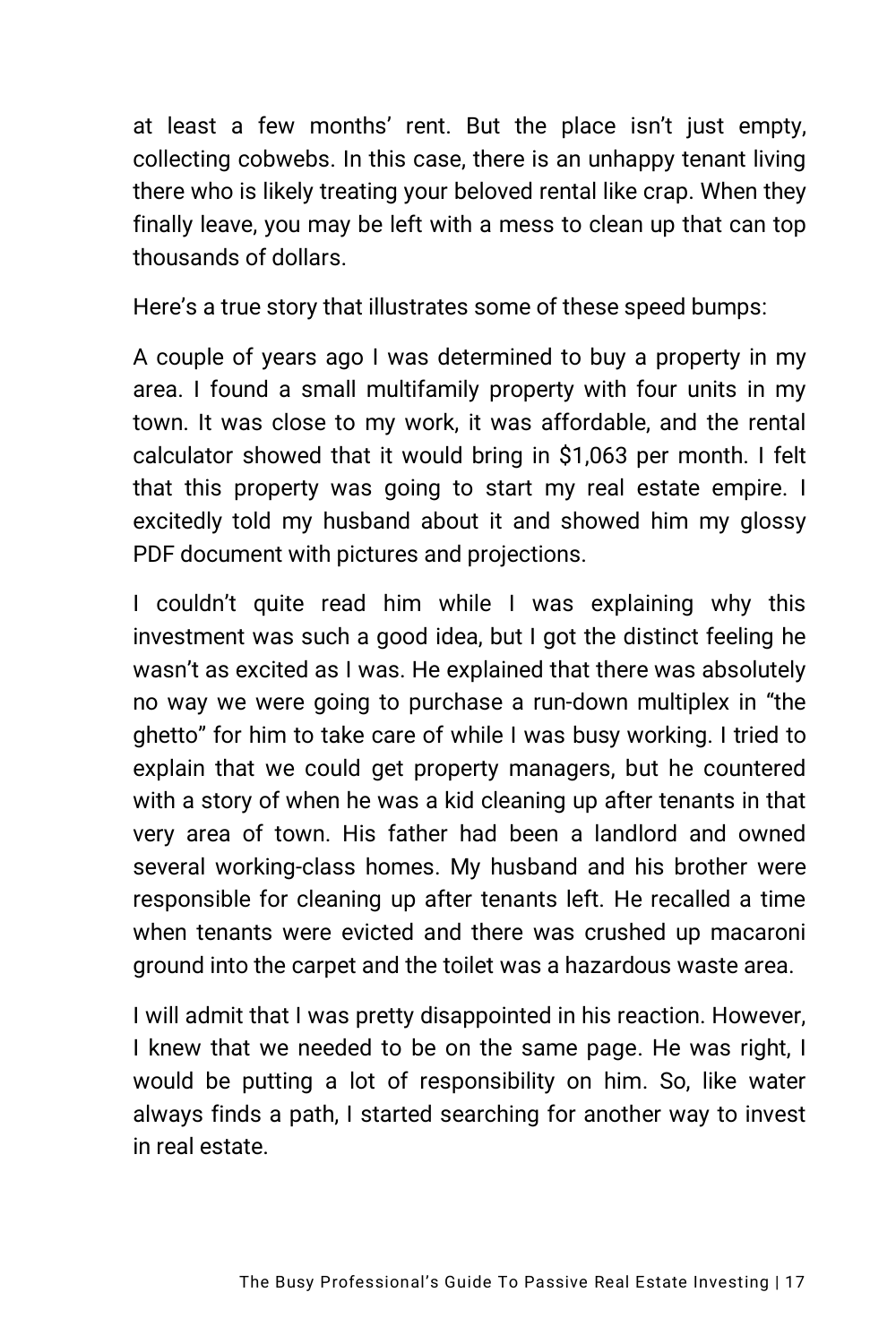at least a few months' rent. But the place isn't just empty, collecting cobwebs. In this case, there is an unhappy tenant living there who is likely treating your beloved rental like crap. When they finally leave, you may be left with a mess to clean up that can top thousands of dollars.

Here's a true story that illustrates some of these speed bumps:

A couple of years ago I was determined to buy a property in my area. I found a small multifamily property with four units in my town. It was close to my work, it was affordable, and the rental calculator showed that it would bring in $1,063 per month. I felt that this property was going to start my real estate empire. I excitedly told my husband about it and showed him my glossy PDF document with pictures and projections.

I couldn't quite read him while I was explaining why this investment was such a good idea, but I got the distinct feeling he wasn't as excited as I was. He explained that there was absolutely no way we were going to purchase a run-down multiplex in "the ghetto" for him to take care of while I was busy working. I tried to explain that we could get property managers, but he countered with a story of when he was a kid cleaning up after tenants in that very area of town. His father had been a landlord and owned several working-class homes. My husband and his brother were responsible for cleaning up after tenants left. He recalled a time when tenants were evicted and there was crushed up macaroni ground into the carpet and the toilet was a hazardous waste area.

I will admit that I was pretty disappointed in his reaction. However, I knew that we needed to be on the same page. He was right, I would be putting a lot of responsibility on him. So, like water always finds a path, I started searching for another way to invest in real estate.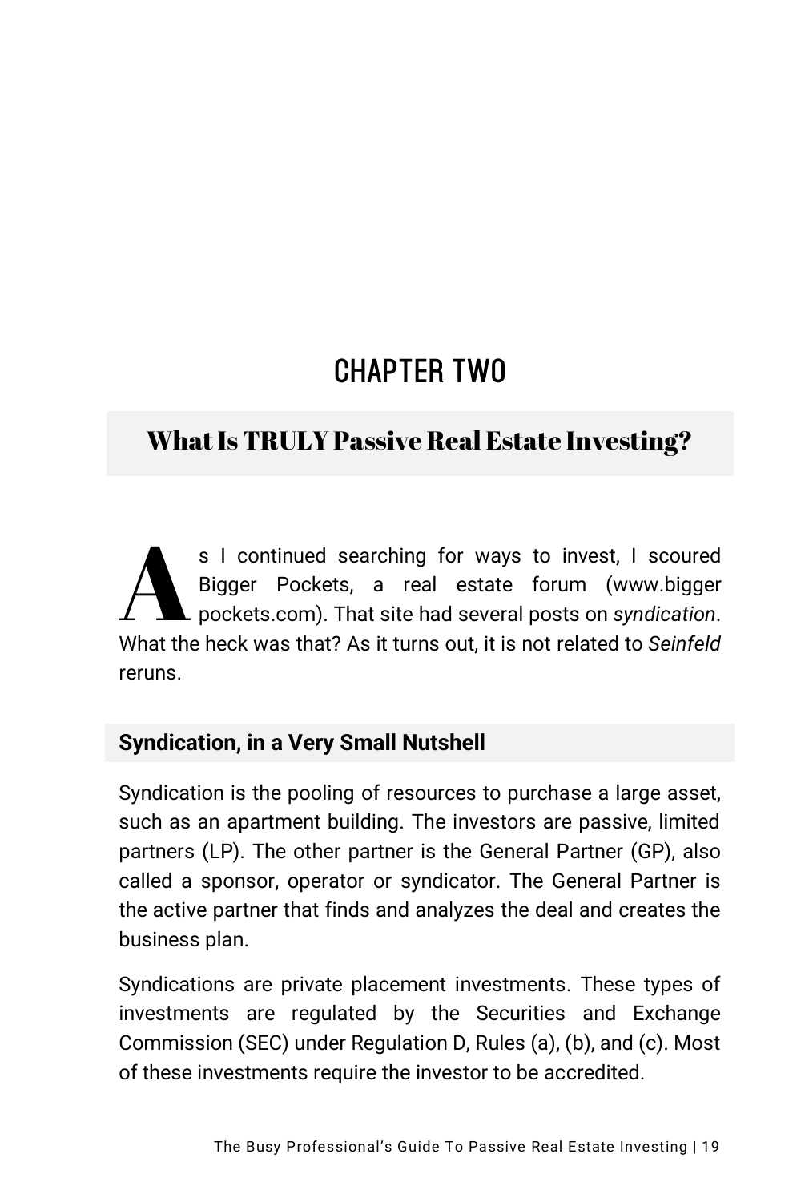# CHAPTER TWO

## What Is TRULY Passive Real Estate Investing?

As I continued searching for ways to invest, I scoured Bigger Pockets, a real estate forum (www.biggerpockets.com). That site had several posts on *syndication*. What the heck was that? As it turns out, it is not related to *Seinfeld* reruns.

### Syndication, in a Very Small Nutshell

Syndication is the pooling of resources to purchase a large asset, such as an apartment building. The investors are passive, limited partners (LP). The other partner is the General Partner (GP), also called a sponsor, operator or syndicator. The General Partner is the active partner that finds and analyzes the deal and creates the business plan.

Syndications are private placement investments. These types of investments are regulated by the Securities and Exchange Commission (SEC) under Regulation D, Rules (a), (b), and (c). Most of these investments require the investor to be accredited.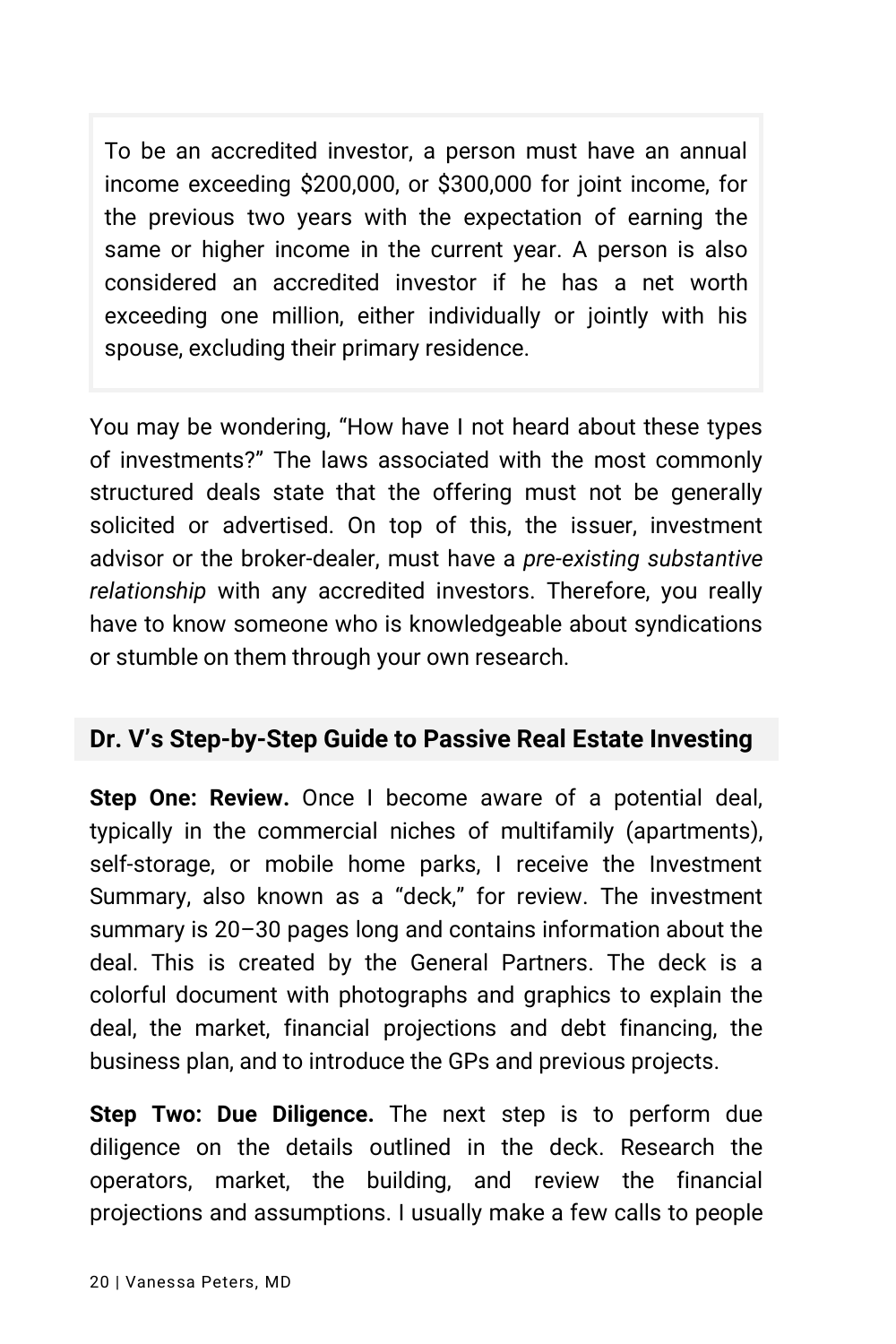> To be an accredited investor, a person must have an annual income exceeding $200,000, or $300,000 for joint income, for the previous two years with the expectation of earning the same or higher income in the current year. A person is also considered an accredited investor if he has a net worth exceeding one million, either individually or jointly with his spouse, excluding their primary residence.

You may be wondering, "How have I not heard about these types of investments?" The laws associated with the most commonly structured deals state that the offering must not be generally solicited or advertised. On top of this, the issuer, investment advisor or the broker-dealer, must have a *pre-existing substantive relationship* with any accredited investors. Therefore, you really have to know someone who is knowledgeable about syndications or stumble on them through your own research.

## Dr. V's Step-by-Step Guide to Passive Real Estate Investing

**Step One: Review.** Once I become aware of a potential deal, typically in the commercial niches of multifamily (apartments), self-storage, or mobile home parks, I receive the Investment Summary, also known as a "deck," for review. The investment summary is 20–30 pages long and contains information about the deal. This is created by the General Partners. The deck is a colorful document with photographs and graphics to explain the deal, the market, financial projections and debt financing, the business plan, and to introduce the GPs and previous projects.

**Step Two: Due Diligence.** The next step is to perform due diligence on the details outlined in the deck. Research the operators, market, the building, and review the financial projections and assumptions. I usually make a few calls to people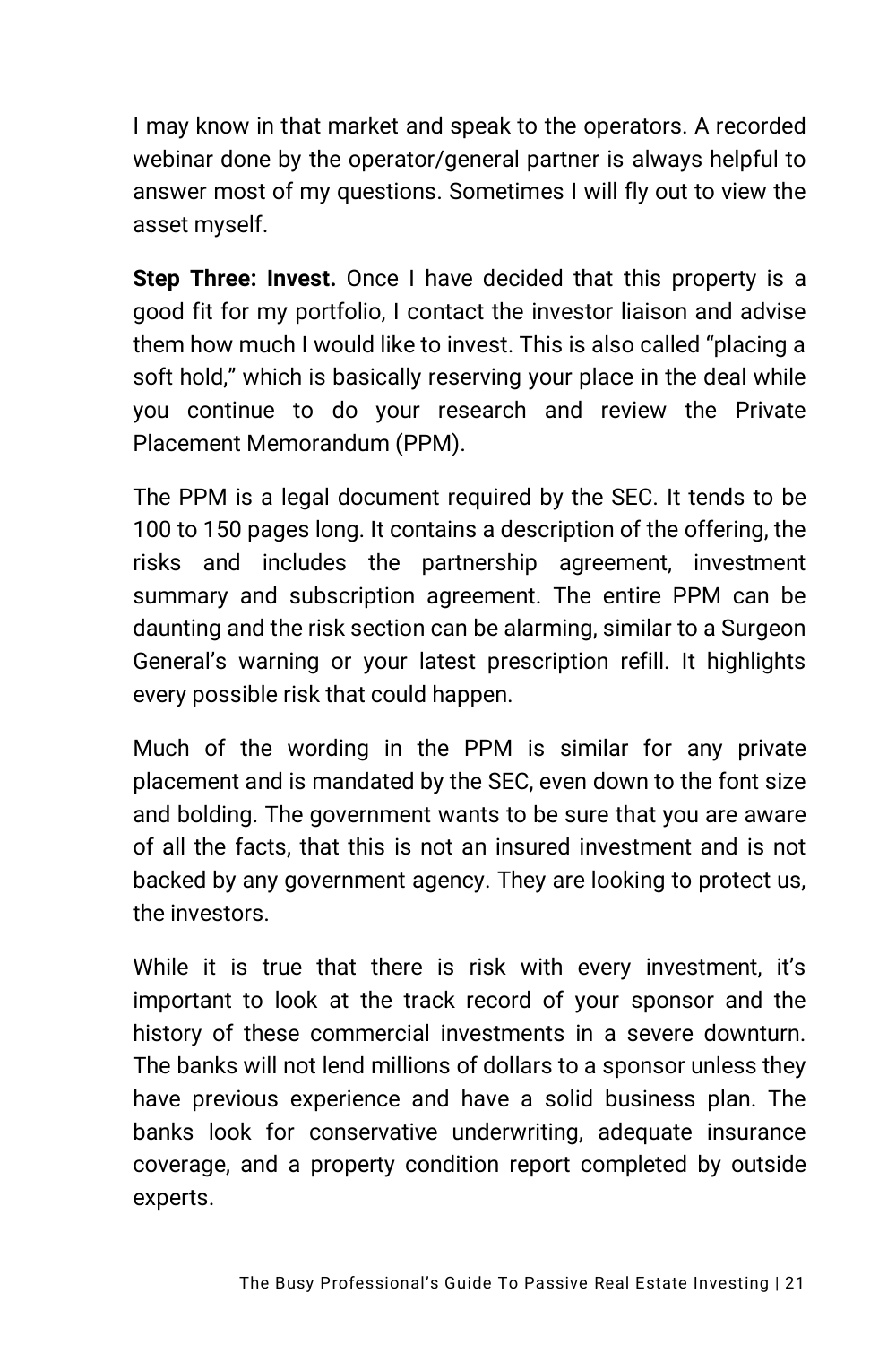I may know in that market and speak to the operators. A recorded webinar done by the operator/general partner is always helpful to answer most of my questions. Sometimes I will fly out to view the asset myself.

**Step Three: Invest.** Once I have decided that this property is a good fit for my portfolio, I contact the investor liaison and advise them how much I would like to invest. This is also called "placing a soft hold," which is basically reserving your place in the deal while you continue to do your research and review the Private Placement Memorandum (PPM).

The PPM is a legal document required by the SEC. It tends to be 100 to 150 pages long. It contains a description of the offering, the risks and includes the partnership agreement, investment summary and subscription agreement. The entire PPM can be daunting and the risk section can be alarming, similar to a Surgeon General's warning or your latest prescription refill. It highlights every possible risk that could happen.

Much of the wording in the PPM is similar for any private placement and is mandated by the SEC, even down to the font size and bolding. The government wants to be sure that you are aware of all the facts, that this is not an insured investment and is not backed by any government agency. They are looking to protect us, the investors.

While it is true that there is risk with every investment, it's important to look at the track record of your sponsor and the history of these commercial investments in a severe downturn. The banks will not lend millions of dollars to a sponsor unless they have previous experience and have a solid business plan. The banks look for conservative underwriting, adequate insurance coverage, and a property condition report completed by outside experts.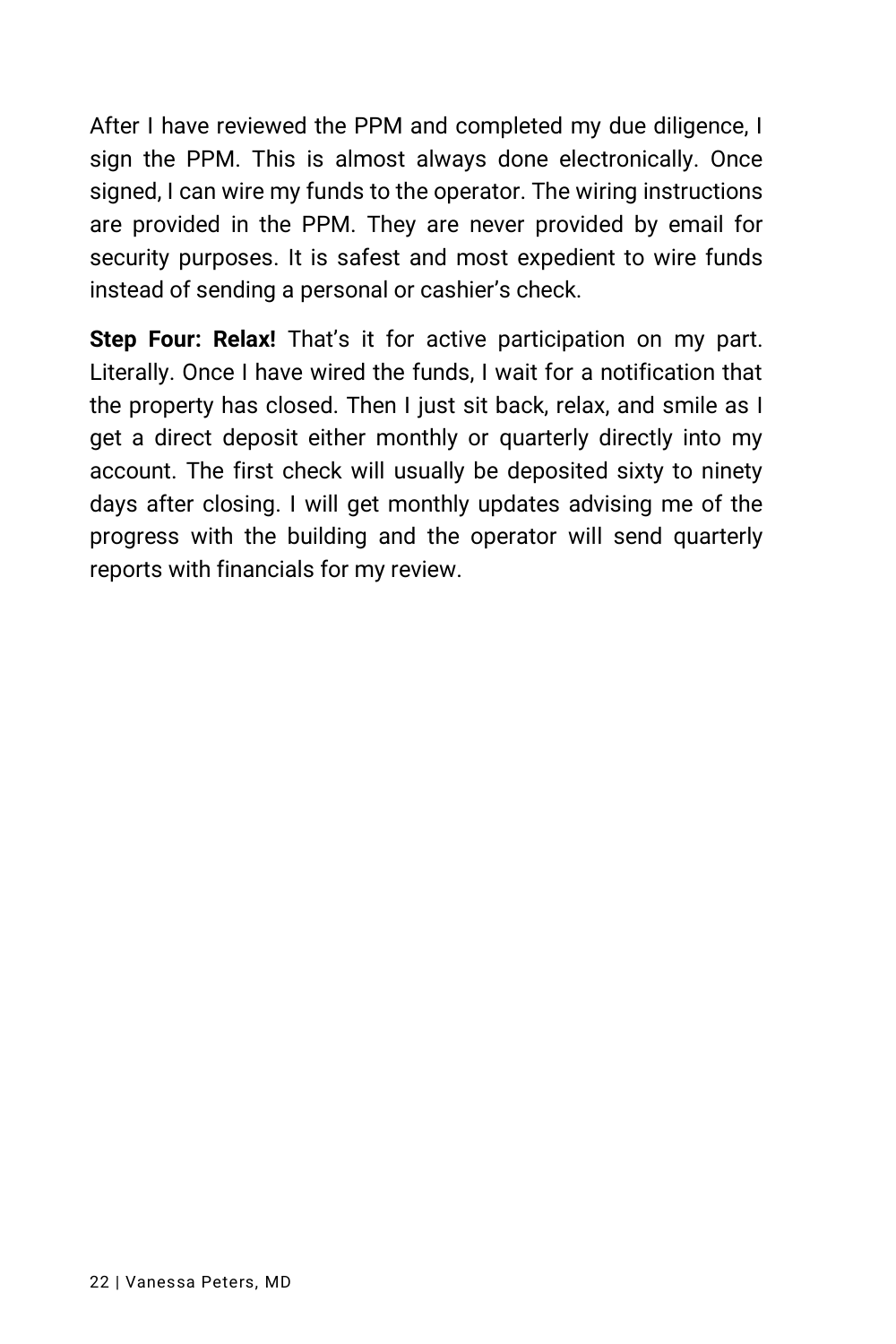After I have reviewed the PPM and completed my due diligence, I sign the PPM. This is almost always done electronically. Once signed, I can wire my funds to the operator. The wiring instructions are provided in the PPM. They are never provided by email for security purposes. It is safest and most expedient to wire funds instead of sending a personal or cashier's check.

**Step Four: Relax!** That's it for active participation on my part. Literally. Once I have wired the funds, I wait for a notification that the property has closed. Then I just sit back, relax, and smile as I get a direct deposit either monthly or quarterly directly into my account. The first check will usually be deposited sixty to ninety days after closing. I will get monthly updates advising me of the progress with the building and the operator will send quarterly reports with financials for my review.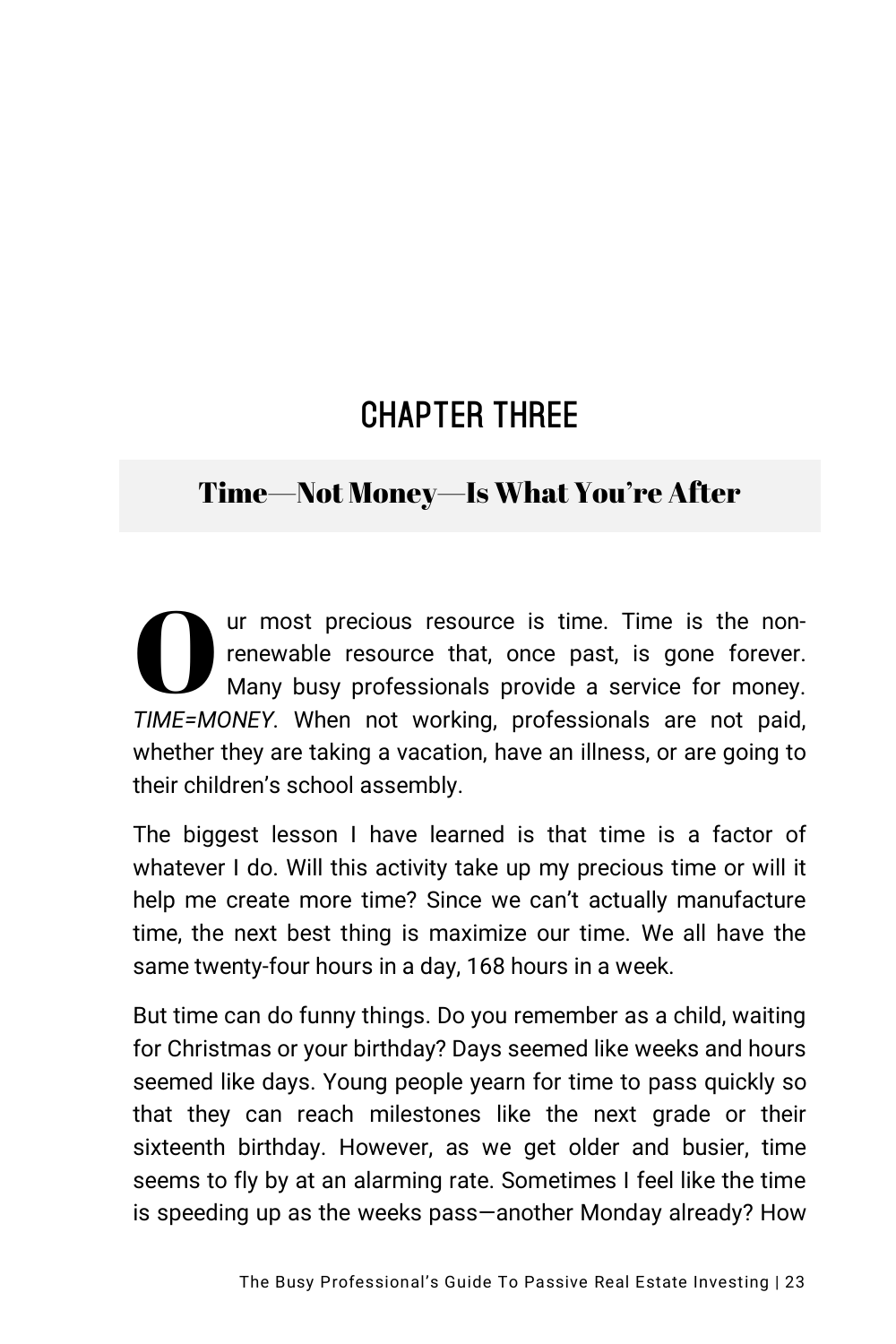# CHAPTER THREE

## Time—Not Money—Is What You're After

Our most precious resource is time. Time is the non-renewable resource that, once past, is gone forever. Many busy professionals provide a service for money. *TIME=MONEY.* When not working, professionals are not paid, whether they are taking a vacation, have an illness, or are going to their children's school assembly.

The biggest lesson I have learned is that time is a factor of whatever I do. Will this activity take up my precious time or will it help me create more time? Since we can't actually manufacture time, the next best thing is maximize our time. We all have the same twenty-four hours in a day, 168 hours in a week.

But time can do funny things. Do you remember as a child, waiting for Christmas or your birthday? Days seemed like weeks and hours seemed like days. Young people yearn for time to pass quickly so that they can reach milestones like the next grade or their sixteenth birthday. However, as we get older and busier, time seems to fly by at an alarming rate. Sometimes I feel like the time is speeding up as the weeks pass—another Monday already? How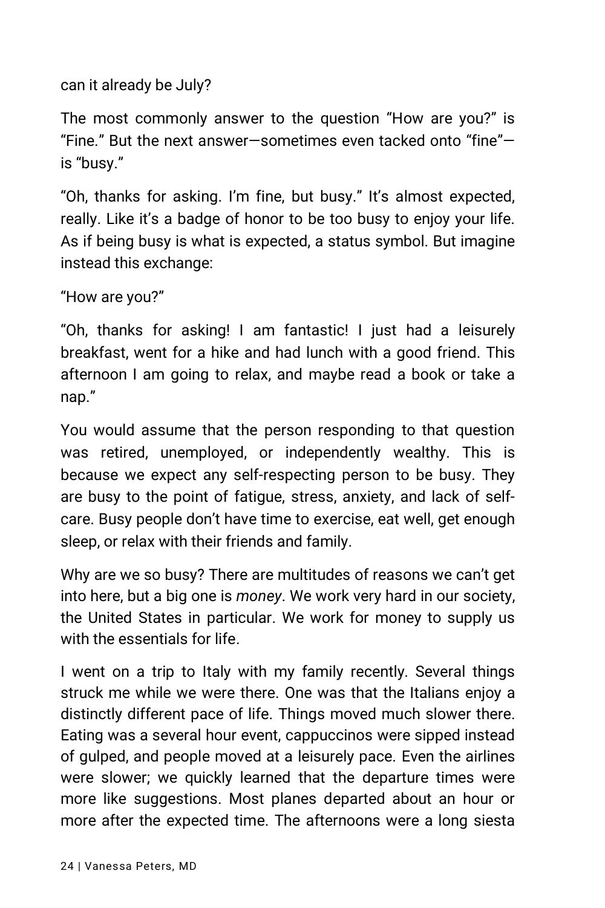can it already be July?

The most commonly answer to the question "How are you?" is "Fine." But the next answer—sometimes even tacked onto "fine"—is "busy."

"Oh, thanks for asking. I'm fine, but busy." It's almost expected, really. Like it's a badge of honor to be too busy to enjoy your life. As if being busy is what is expected, a status symbol. But imagine instead this exchange:

"How are you?"

"Oh, thanks for asking! I am fantastic! I just had a leisurely breakfast, went for a hike and had lunch with a good friend. This afternoon I am going to relax, and maybe read a book or take a nap."

You would assume that the person responding to that question was retired, unemployed, or independently wealthy. This is because we expect any self-respecting person to be busy. They are busy to the point of fatigue, stress, anxiety, and lack of self-care. Busy people don't have time to exercise, eat well, get enough sleep, or relax with their friends and family.

Why are we so busy? There are multitudes of reasons we can't get into here, but a big one is *money*. We work very hard in our society, the United States in particular. We work for money to supply us with the essentials for life.

I went on a trip to Italy with my family recently. Several things struck me while we were there. One was that the Italians enjoy a distinctly different pace of life. Things moved much slower there. Eating was a several hour event, cappuccinos were sipped instead of gulped, and people moved at a leisurely pace. Even the airlines were slower; we quickly learned that the departure times were more like suggestions. Most planes departed about an hour or more after the expected time. The afternoons were a long siesta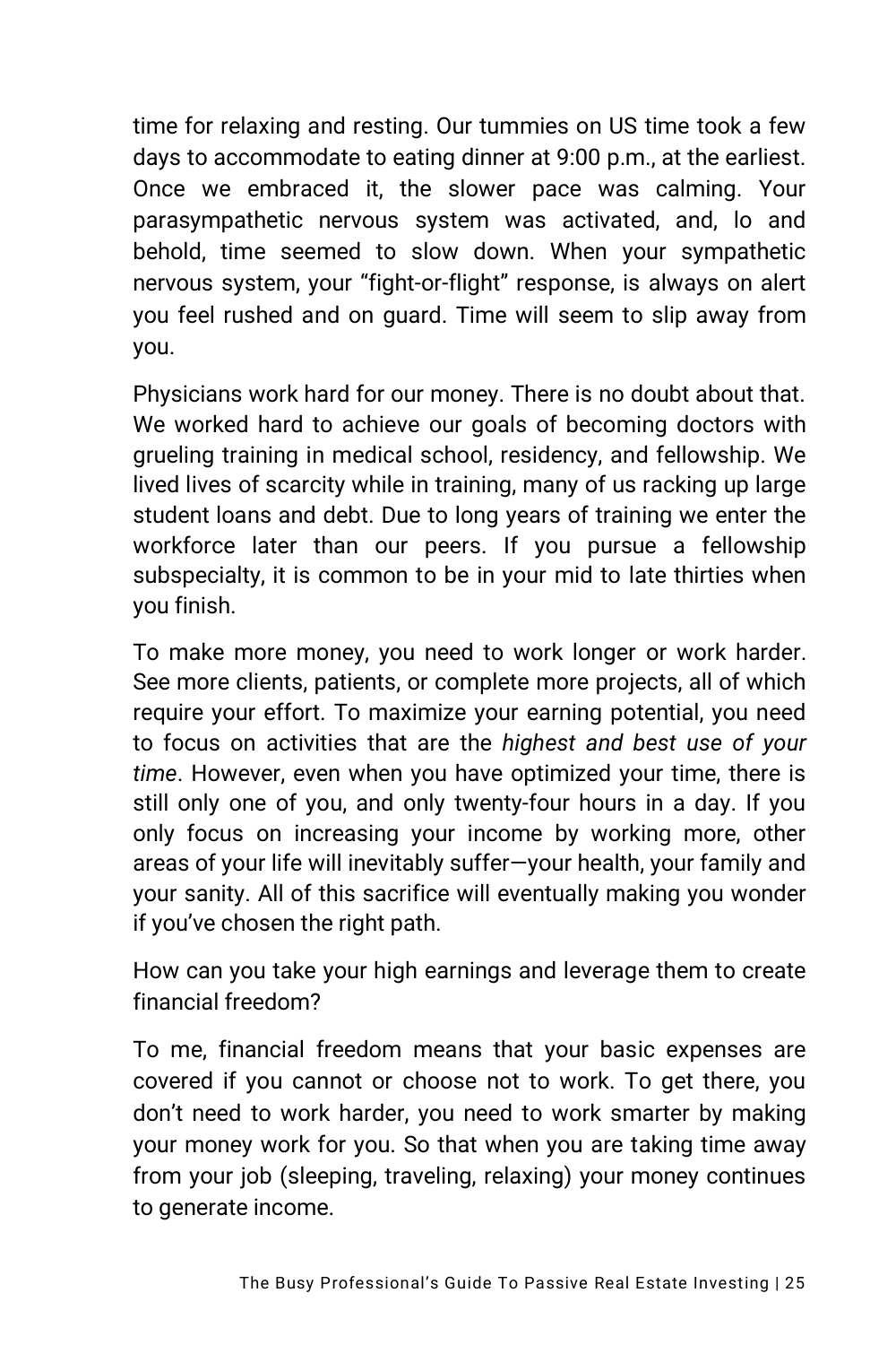time for relaxing and resting. Our tummies on US time took a few days to accommodate to eating dinner at 9:00 p.m., at the earliest. Once we embraced it, the slower pace was calming. Your parasympathetic nervous system was activated, and, lo and behold, time seemed to slow down. When your sympathetic nervous system, your "fight-or-flight" response, is always on alert you feel rushed and on guard. Time will seem to slip away from you.

Physicians work hard for our money. There is no doubt about that. We worked hard to achieve our goals of becoming doctors with grueling training in medical school, residency, and fellowship. We lived lives of scarcity while in training, many of us racking up large student loans and debt. Due to long years of training we enter the workforce later than our peers. If you pursue a fellowship subspecialty, it is common to be in your mid to late thirties when you finish.

To make more money, you need to work longer or work harder. See more clients, patients, or complete more projects, all of which require your effort. To maximize your earning potential, you need to focus on activities that are the *highest and best use of your time*. However, even when you have optimized your time, there is still only one of you, and only twenty-four hours in a day. If you only focus on increasing your income by working more, other areas of your life will inevitably suffer—your health, your family and your sanity. All of this sacrifice will eventually making you wonder if you've chosen the right path.

How can you take your high earnings and leverage them to create financial freedom?

To me, financial freedom means that your basic expenses are covered if you cannot or choose not to work. To get there, you don't need to work harder, you need to work smarter by making your money work for you. So that when you are taking time away from your job (sleeping, traveling, relaxing) your money continues to generate income.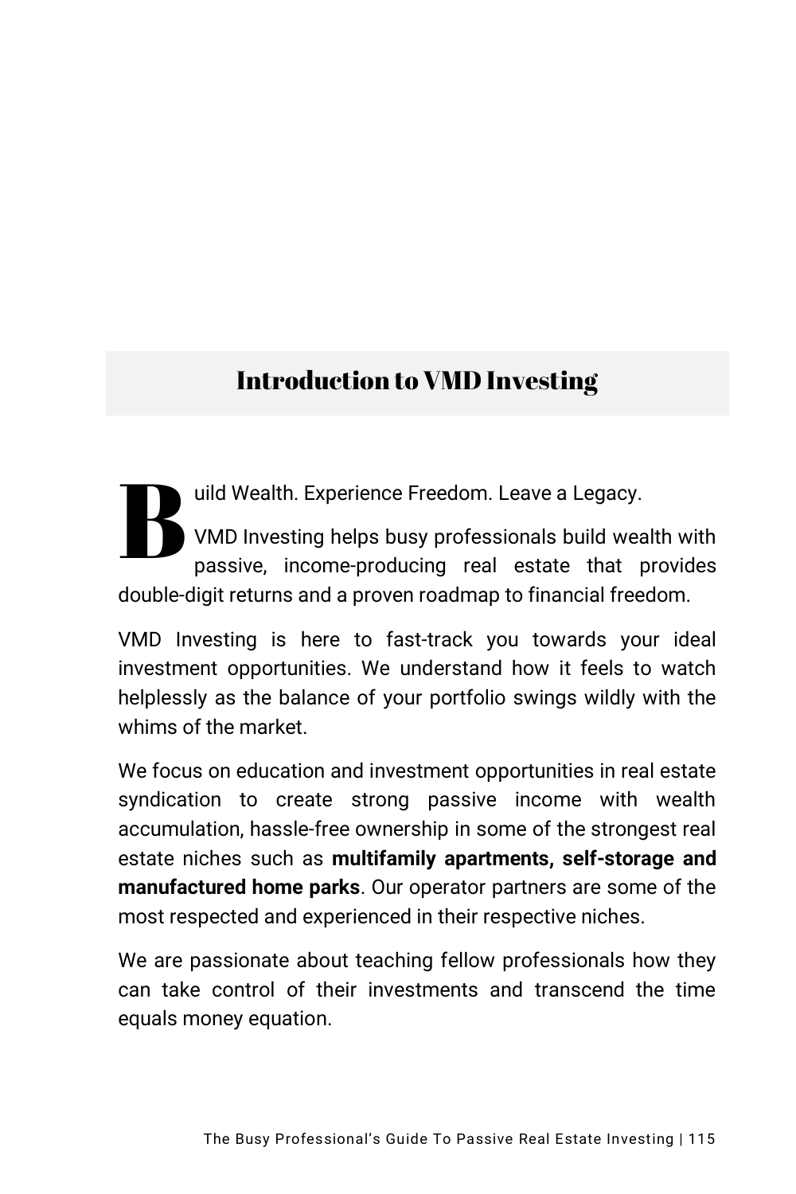# Introduction to VMD Investing

Build Wealth. Experience Freedom. Leave a Legacy.

VMD Investing helps busy professionals build wealth with passive, income-producing real estate that provides double-digit returns and a proven roadmap to financial freedom.

VMD Investing is here to fast-track you towards your ideal investment opportunities. We understand how it feels to watch helplessly as the balance of your portfolio swings wildly with the whims of the market.

We focus on education and investment opportunities in real estate syndication to create strong passive income with wealth accumulation, hassle-free ownership in some of the strongest real estate niches such as **multifamily apartments, self-storage and manufactured home parks**. Our operator partners are some of the most respected and experienced in their respective niches.

We are passionate about teaching fellow professionals how they can take control of their investments and transcend the time equals money equation.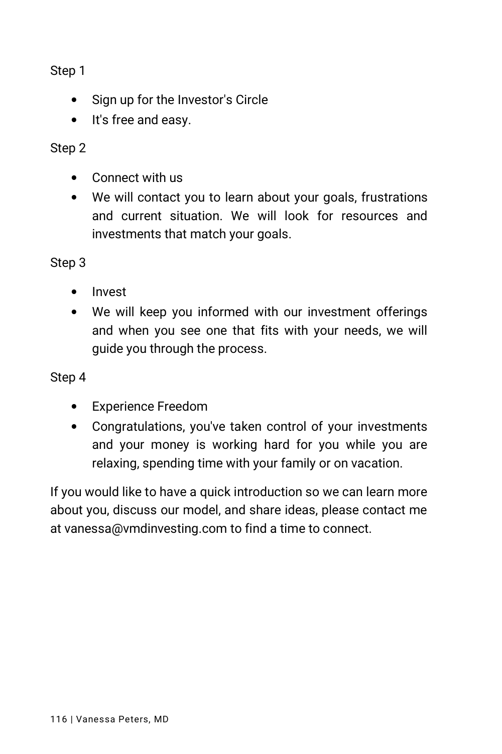Step 1

- Sign up for the Investor's Circle
- It's free and easy.

Step 2

- Connect with us
- We will contact you to learn about your goals, frustrations and current situation. We will look for resources and investments that match your goals.

Step 3

- Invest
- We will keep you informed with our investment offerings and when you see one that fits with your needs, we will guide you through the process.

Step 4

- Experience Freedom
- Congratulations, you've taken control of your investments and your money is working hard for you while you are relaxing, spending time with your family or on vacation.

If you would like to have a quick introduction so we can learn more about you, discuss our model, and share ideas, please contact me at vanessa@vmdinvesting.com to find a time to connect.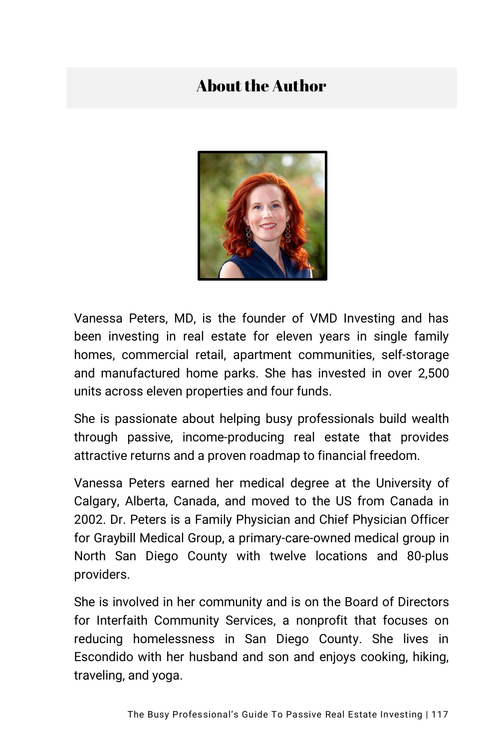## About the Author

Vanessa Peters, MD, is the founder of VMD Investing and has been investing in real estate for eleven years in single family homes, commercial retail, apartment communities, self-storage and manufactured home parks. She has invested in over 2,500 units across eleven properties and four funds.

She is passionate about helping busy professionals build wealth through passive, income-producing real estate that provides attractive returns and a proven roadmap to financial freedom.

Vanessa Peters earned her medical degree at the University of Calgary, Alberta, Canada, and moved to the US from Canada in 2002. Dr. Peters is a Family Physician and Chief Physician Officer for Graybill Medical Group, a primary-care-owned medical group in North San Diego County with twelve locations and 80-plus providers.

She is involved in her community and is on the Board of Directors for Interfaith Community Services, a nonprofit that focuses on reducing homelessness in San Diego County. She lives in Escondido with her husband and son and enjoys cooking, hiking, traveling, and yoga.